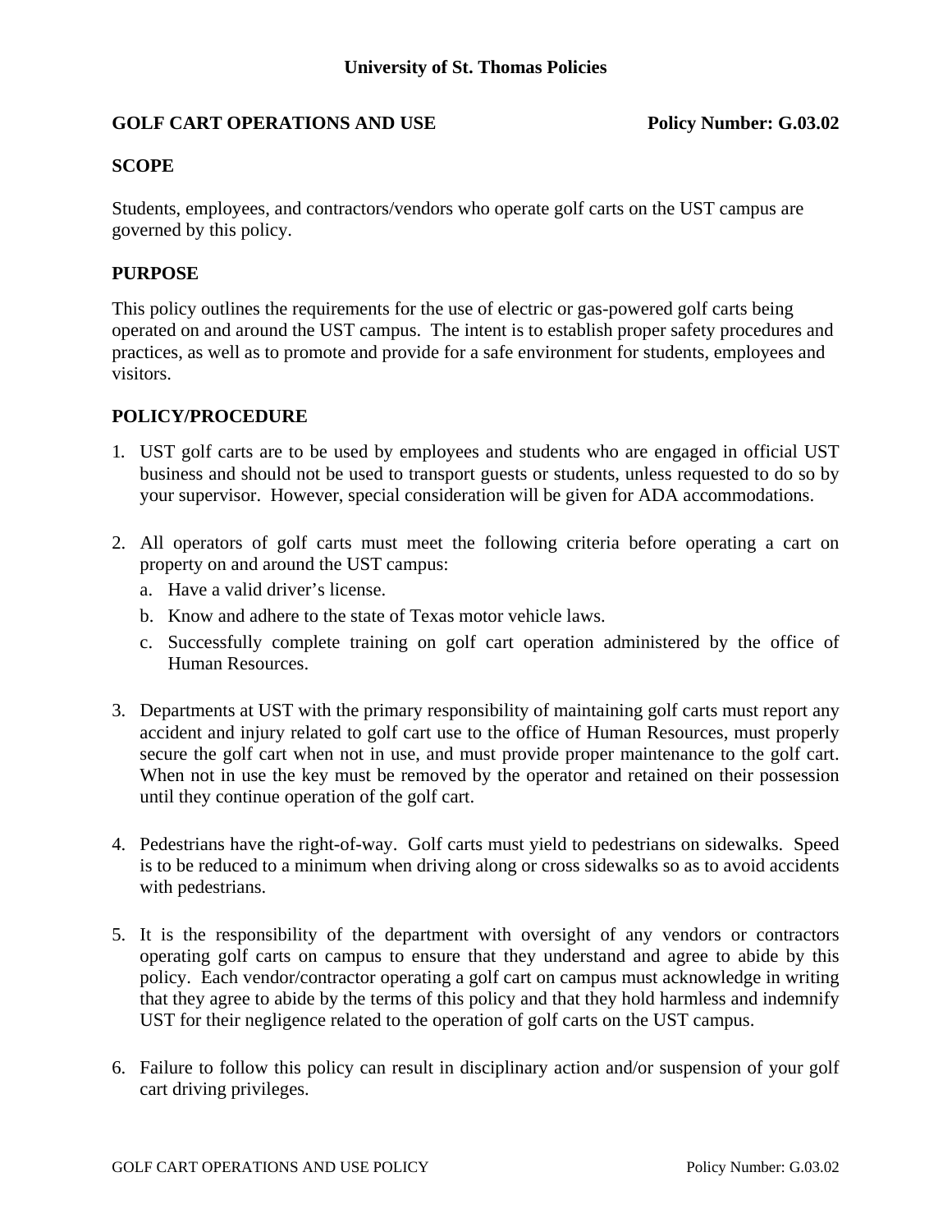# University of St. Thomas Policies

## GOLF CART OPERATIONS AND USE — Policy Number: G.03.02

### SCOPE

Students, employees, and contractors/vendors who operate golf carts on the UST campus are governed by this policy.

### PURPOSE

This policy outlines the requirements for the use of electric or gas-powered golf carts being operated on and around the UST campus. The intent is to establish proper safety procedures and practices, as well as to promote and provide for a safe environment for students, employees and visitors.

### POLICY/PROCEDURE

1. UST golf carts are to be used by employees and students who are engaged in official UST business and should not be used to transport guests or students, unless requested to do so by your supervisor. However, special consideration will be given for ADA accommodations.

2. All operators of golf carts must meet the following criteria before operating a cart on property on and around the UST campus:
   a. Have a valid driver's license.
   b. Know and adhere to the state of Texas motor vehicle laws.
   c. Successfully complete training on golf cart operation administered by the office of Human Resources.

3. Departments at UST with the primary responsibility of maintaining golf carts must report any accident and injury related to golf cart use to the office of Human Resources, must properly secure the golf cart when not in use, and must provide proper maintenance to the golf cart. When not in use the key must be removed by the operator and retained on their possession until they continue operation of the golf cart.

4. Pedestrians have the right-of-way. Golf carts must yield to pedestrians on sidewalks. Speed is to be reduced to a minimum when driving along or cross sidewalks so as to avoid accidents with pedestrians.

5. It is the responsibility of the department with oversight of any vendors or contractors operating golf carts on campus to ensure that they understand and agree to abide by this policy. Each vendor/contractor operating a golf cart on campus must acknowledge in writing that they agree to abide by the terms of this policy and that they hold harmless and indemnify UST for their negligence related to the operation of golf carts on the UST campus.

6. Failure to follow this policy can result in disciplinary action and/or suspension of your golf cart driving privileges.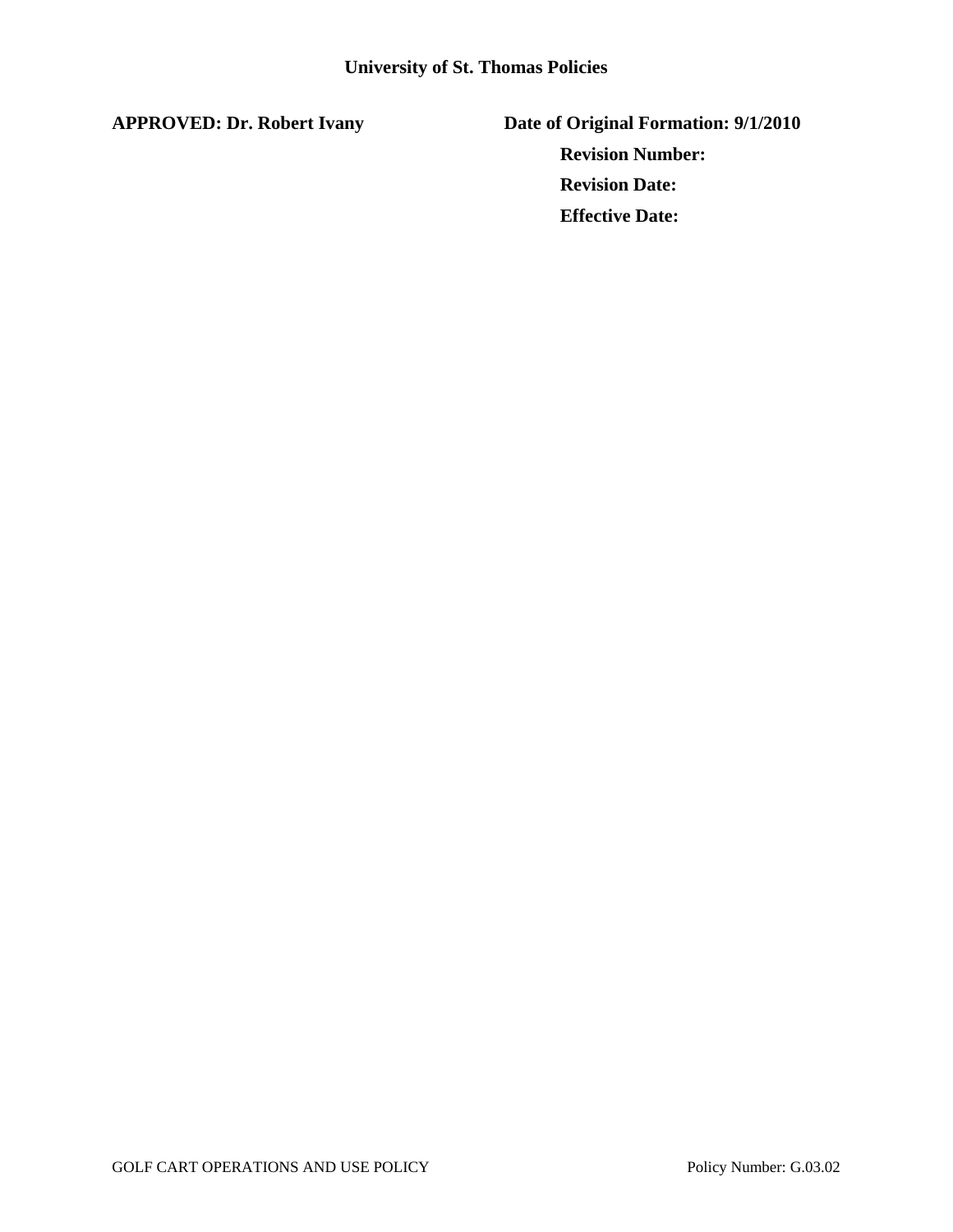**University of St. Thomas Policies**

**APPROVED: Dr. Robert Ivany** | **Date of Original Formation: 9/1/2010**

**Revision Number:**

**Revision Date:**

**Effective Date:**